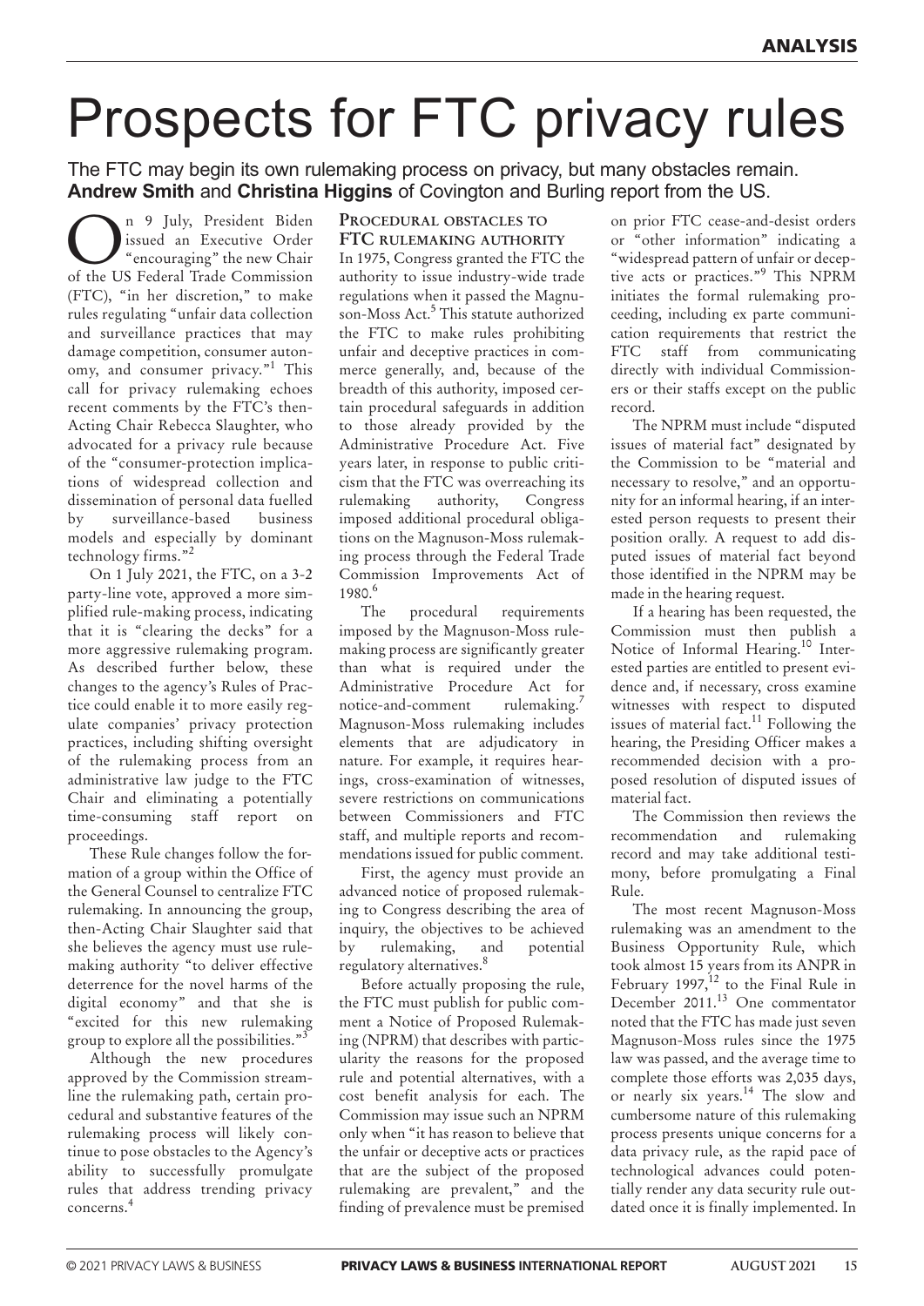# Prospects for FTC privacy rules

The FTC may begin its own rulemaking process on privacy, but many obstacles remain. **Andrew Smith** and **Christina Higgins** of Covington and Burling report from the US.

On 9 July, President Biden issued an Executive Order "encouraging" the new Chair of the US Federal Trade Commission (FTC), "in her discretion," to make rules regulating "unfair data collection and surveillance practices that may damage competition, consumer autonomy, and consumer privacy."[1] This call for privacy rulemaking echoes recent comments by the FTC's then-Acting Chair Rebecca Slaughter, who advocated for a privacy rule because of the "consumer-protection implications of widespread collection and dissemination of personal data fuelled by surveillance-based business models and especially by dominant technology firms."[2]

On 1 July 2021, the FTC, on a 3-2 party-line vote, approved a more simplified rule-making process, indicating that it is "clearing the decks" for a more aggressive rulemaking program. As described further below, these changes to the agency's Rules of Practice could enable it to more easily regulate companies' privacy protection practices, including shifting oversight of the rulemaking process from an administrative law judge to the FTC Chair and eliminating a potentially time-consuming staff report on proceedings.

These Rule changes follow the formation of a group within the Office of the General Counsel to centralize FTC rulemaking. In announcing the group, then-Acting Chair Slaughter said that she believes the agency must use rulemaking authority "to deliver effective deterrence for the novel harms of the digital economy" and that she is "excited for this new rulemaking group to explore all the possibilities."[3]

Although the new procedures approved by the Commission streamline the rulemaking path, certain procedural and substantive features of the rulemaking process will likely continue to pose obstacles to the Agency's ability to successfully promulgate rules that address trending privacy concerns.[4]

## Procedural obstacles to FTC rulemaking authority

In 1975, Congress granted the FTC the authority to issue industry-wide trade regulations when it passed the Magnuson-Moss Act.[5] This statute authorized the FTC to make rules prohibiting unfair and deceptive practices in commerce generally, and, because of the breadth of this authority, imposed certain procedural safeguards in addition to those already provided by the Administrative Procedure Act. Five years later, in response to public criticism that the FTC was overreaching its rulemaking authority, Congress imposed additional procedural obligations on the Magnuson-Moss rulemaking process through the Federal Trade Commission Improvements Act of 1980.[6]

The procedural requirements imposed by the Magnuson-Moss rulemaking process are significantly greater than what is required under the Administrative Procedure Act for notice-and-comment rulemaking.[7] Magnuson-Moss rulemaking includes elements that are adjudicatory in nature. For example, it requires hearings, cross-examination of witnesses, severe restrictions on communications between Commissioners and FTC staff, and multiple reports and recommendations issued for public comment.

First, the agency must provide an advanced notice of proposed rulemaking to Congress describing the area of inquiry, the objectives to be achieved by rulemaking, and potential regulatory alternatives.[8]

Before actually proposing the rule, the FTC must publish for public comment a Notice of Proposed Rulemaking (NPRM) that describes with particularity the reasons for the proposed rule and potential alternatives, with a cost benefit analysis for each. The Commission may issue such an NPRM only when "it has reason to believe that the unfair or deceptive acts or practices that are the subject of the proposed rulemaking are prevalent," and the finding of prevalence must be premised on prior FTC cease-and-desist orders or "other information" indicating a "widespread pattern of unfair or deceptive acts or practices."[9] This NPRM initiates the formal rulemaking proceeding, including ex parte communication requirements that restrict the FTC staff from communicating directly with individual Commissioners or their staffs except on the public record.

The NPRM must include "disputed issues of material fact" designated by the Commission to be "material and necessary to resolve," and an opportunity for an informal hearing, if an interested person requests to present their position orally. A request to add disputed issues of material fact beyond those identified in the NPRM may be made in the hearing request.

If a hearing has been requested, the Commission must then publish a Notice of Informal Hearing.[10] Interested parties are entitled to present evidence and, if necessary, cross examine witnesses with respect to disputed issues of material fact.[11] Following the hearing, the Presiding Officer makes a recommended decision with a proposed resolution of disputed issues of material fact.

The Commission then reviews the recommendation and rulemaking record and may take additional testimony, before promulgating a Final Rule.

The most recent Magnuson-Moss rulemaking was an amendment to the Business Opportunity Rule, which took almost 15 years from its ANPR in February 1997,[12] to the Final Rule in December 2011.[13] One commentator noted that the FTC has made just seven Magnuson-Moss rules since the 1975 law was passed, and the average time to complete those efforts was 2,035 days, or nearly six years.[14] The slow and cumbersome nature of this rulemaking process presents unique concerns for a data privacy rule, as the rapid pace of technological advances could potentially render any data security rule outdated once it is finally implemented. In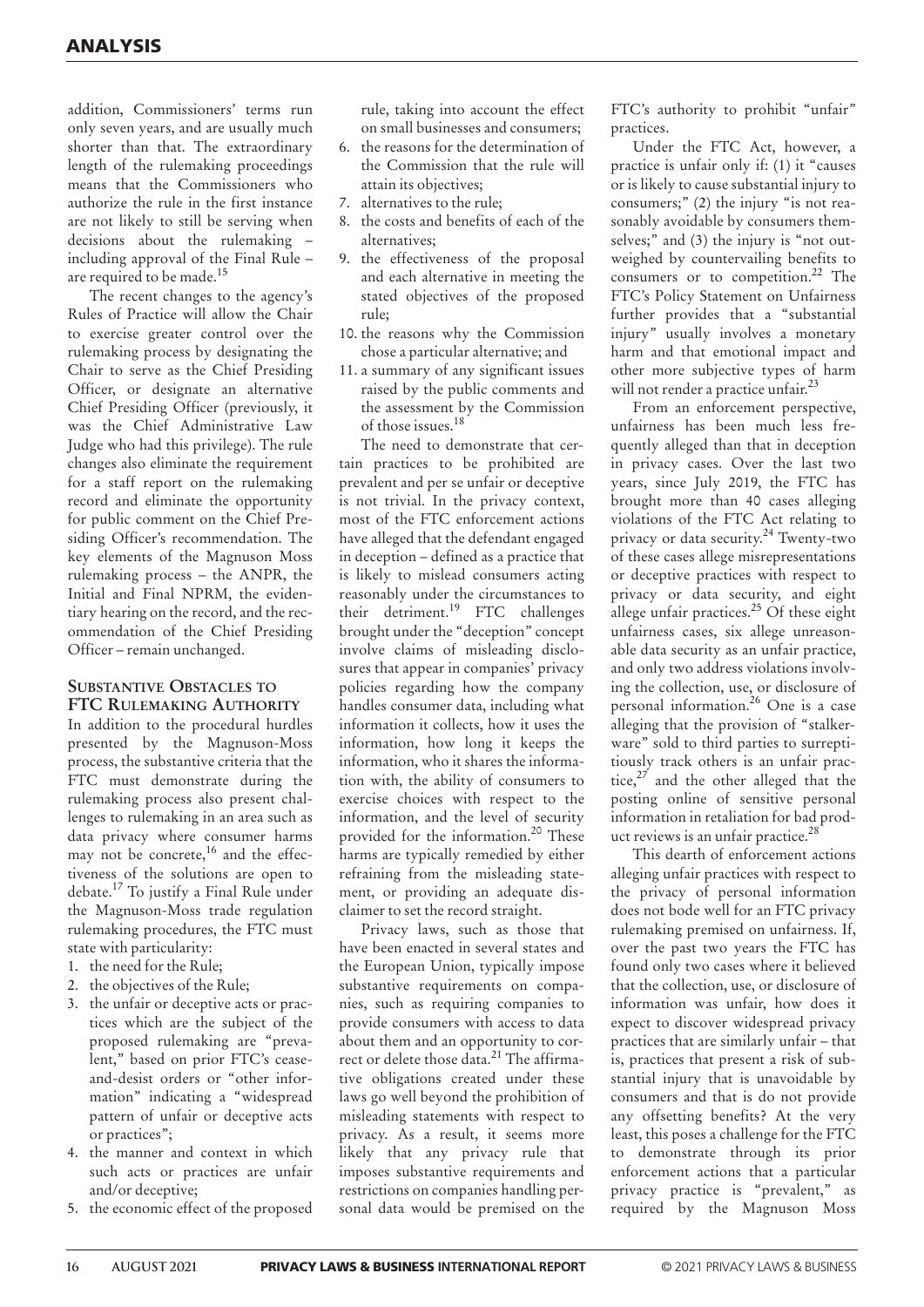addition, Commissioners' terms run only seven years, and are usually much shorter than that. The extraordinary length of the rulemaking proceedings means that the Commissioners who authorize the rule in the first instance are not likely to still be serving when decisions about the rulemaking – including approval of the Final Rule – are required to be made.[15]

The recent changes to the agency's Rules of Practice will allow the Chair to exercise greater control over the rulemaking process by designating the Chair to serve as the Chief Presiding Officer, or designate an alternative Chief Presiding Officer (previously, it was the Chief Administrative Law Judge who had this privilege). The rule changes also eliminate the requirement for a staff report on the rulemaking record and eliminate the opportunity for public comment on the Chief Presiding Officer's recommendation. The key elements of the Magnuson Moss rulemaking process – the ANPR, the Initial and Final NPRM, the evidentiary hearing on the record, and the recommendation of the Chief Presiding Officer – remain unchanged.

## SUBSTANTIVE OBSTACLES TO FTC RULEMAKING AUTHORITY

In addition to the procedural hurdles presented by the Magnuson-Moss process, the substantive criteria that the FTC must demonstrate during the rulemaking process also present challenges to rulemaking in an area such as data privacy where consumer harms may not be concrete,[16] and the effectiveness of the solutions are open to debate.[17] To justify a Final Rule under the Magnuson-Moss trade regulation rulemaking procedures, the FTC must state with particularity:

1. the need for the Rule;
2. the objectives of the Rule;
3. the unfair or deceptive acts or practices which are the subject of the proposed rulemaking are "prevalent," based on prior FTC's cease-and-desist orders or "other information" indicating a "widespread pattern of unfair or deceptive acts or practices";
4. the manner and context in which such acts or practices are unfair and/or deceptive;
5. the economic effect of the proposed rule, taking into account the effect on small businesses and consumers;
6. the reasons for the determination of the Commission that the rule will attain its objectives;
7. alternatives to the rule;
8. the costs and benefits of each of the alternatives;
9. the effectiveness of the proposal and each alternative in meeting the stated objectives of the proposed rule;
10. the reasons why the Commission chose a particular alternative; and
11. a summary of any significant issues raised by the public comments and the assessment by the Commission of those issues.[18]

The need to demonstrate that certain practices to be prohibited are prevalent and per se unfair or deceptive is not trivial. In the privacy context, most of the FTC enforcement actions have alleged that the defendant engaged in deception – defined as a practice that is likely to mislead consumers acting reasonably under the circumstances to their detriment.[19] FTC challenges brought under the "deception" concept involve claims of misleading disclosures that appear in companies' privacy policies regarding how the company handles consumer data, including what information it collects, how it uses the information, how long it keeps the information, who it shares the information with, the ability of consumers to exercise choices with respect to the information, and the level of security provided for the information.[20] These harms are typically remedied by either refraining from the misleading statement, or providing an adequate disclaimer to set the record straight.

Privacy laws, such as those that have been enacted in several states and the European Union, typically impose substantive requirements on companies, such as requiring companies to provide consumers with access to data about them and an opportunity to correct or delete those data.[21] The affirmative obligations created under these laws go well beyond the prohibition of misleading statements with respect to privacy. As a result, it seems more likely that any privacy rule that imposes substantive requirements and restrictions on companies handling personal data would be premised on the FTC's authority to prohibit "unfair" practices.

Under the FTC Act, however, a practice is unfair only if: (1) it "causes or is likely to cause substantial injury to consumers;" (2) the injury "is not reasonably avoidable by consumers themselves;" and (3) the injury is "not outweighed by countervailing benefits to consumers or to competition.[22] The FTC's Policy Statement on Unfairness further provides that a "substantial injury" usually involves a monetary harm and that emotional impact and other more subjective types of harm will not render a practice unfair.[23]

From an enforcement perspective, unfairness has been much less frequently alleged than that in deception in privacy cases. Over the last two years, since July 2019, the FTC has brought more than 40 cases alleging violations of the FTC Act relating to privacy or data security.[24] Twenty-two of these cases allege misrepresentations or deceptive practices with respect to privacy or data security, and eight allege unfair practices.[25] Of these eight unfairness cases, six allege unreasonable data security as an unfair practice, and only two address violations involving the collection, use, or disclosure of personal information.[26] One is a case alleging that the provision of "stalkerware" sold to third parties to surreptitiously track others is an unfair practice,[27] and the other alleged that the posting online of sensitive personal information in retaliation for bad product reviews is an unfair practice.[28]

This dearth of enforcement actions alleging unfair practices with respect to the privacy of personal information does not bode well for an FTC privacy rulemaking premised on unfairness. If, over the past two years the FTC has found only two cases where it believed that the collection, use, or disclosure of information was unfair, how does it expect to discover widespread privacy practices that are similarly unfair – that is, practices that present a risk of substantial injury that is unavoidable by consumers and that is do not provide any offsetting benefits? At the very least, this poses a challenge for the FTC to demonstrate through its prior enforcement actions that a particular privacy practice is "prevalent," as required by the Magnuson Moss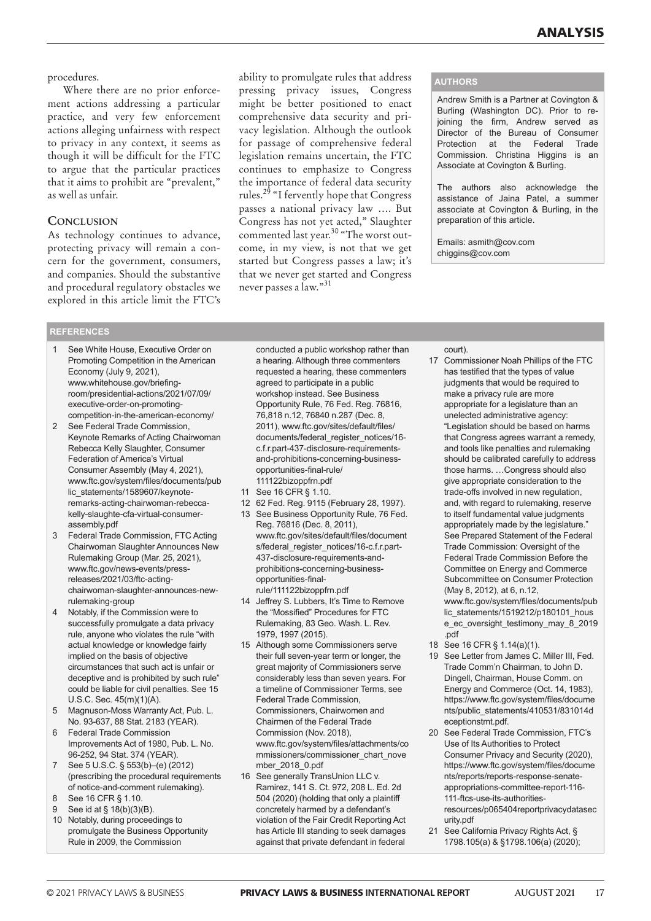procedures.

Where there are no prior enforcement actions addressing a particular practice, and very few enforcement actions alleging unfairness with respect to privacy in any context, it seems as though it will be difficult for the FTC to argue that the particular practices that it aims to prohibit are "prevalent," as well as unfair.

## Conclusion

As technology continues to advance, protecting privacy will remain a concern for the government, consumers, and companies. Should the substantive and procedural regulatory obstacles we explored in this article limit the FTC's ability to promulgate rules that address pressing privacy issues, Congress might be better positioned to enact comprehensive data security and privacy legislation. Although the outlook for passage of comprehensive federal legislation remains uncertain, the FTC continues to emphasize to Congress the importance of federal data security rules.[29] "I fervently hope that Congress passes a national privacy law …. But Congress has not yet acted," Slaughter commented last year.[30] "The worst outcome, in my view, is not that we get started but Congress passes a law; it's that we never get started and Congress never passes a law."[31]

### AUTHORS

Andrew Smith is a Partner at Covington & Burling (Washington DC). Prior to re-joining the firm, Andrew served as Director of the Bureau of Consumer Protection at the Federal Trade Commission. Christina Higgins is an Associate at Covington & Burling.

The authors also acknowledge the assistance of Jaina Patel, a summer associate at Covington & Burling, in the preparation of this article.

Emails: asmith@cov.com
chiggins@cov.com

### REFERENCES

1. See White House, Executive Order on Promoting Competition in the American Economy (July 9, 2021), www.whitehouse.gov/briefing-room/presidential-actions/2021/07/09/executive-order-on-promoting-competition-in-the-american-economy/
2. See Federal Trade Commission, Keynote Remarks of Acting Chairwoman Rebecca Kelly Slaughter, Consumer Federation of America's Virtual Consumer Assembly (May 4, 2021), www.ftc.gov/system/files/documents/public_statements/1589607/keynote-remarks-acting-chairwoman-rebecca-kelly-slaughte-cfa-virtual-consumer-assembly.pdf
3. Federal Trade Commission, FTC Acting Chairwoman Slaughter Announces New Rulemaking Group (Mar. 25, 2021), www.ftc.gov/news-events/press-releases/2021/03/ftc-acting-chairwoman-slaughter-announces-new-rulemaking-group
4. Notably, if the Commission were to successfully promulgate a data privacy rule, anyone who violates the rule "with actual knowledge or knowledge fairly implied on the basis of objective circumstances that such act is unfair or deceptive and is prohibited by such rule" could be liable for civil penalties. See 15 U.S.C. Sec. 45(m)(1)(A).
5. Magnuson-Moss Warranty Act, Pub. L. No. 93-637, 88 Stat. 2183 (YEAR).
6. Federal Trade Commission Improvements Act of 1980, Pub. L. No. 96-252, 94 Stat. 374 (YEAR).
7. See 5 U.S.C. § 553(b)–(e) (2012) (prescribing the procedural requirements of notice-and-comment rulemaking).
8. See 16 CFR § 1.10.
9. See id at § 18(b)(3)(B).
10. Notably, during proceedings to promulgate the Business Opportunity Rule in 2009, the Commission conducted a public workshop rather than a hearing. Although three commenters requested a hearing, these commenters agreed to participate in a public workshop instead. See Business Opportunity Rule, 76 Fed. Reg. 76816, 76,818 n.12, 76840 n.287 (Dec. 8, 2011), www.ftc.gov/sites/default/files/documents/federal_register_notices/16-c.f.r.part-437-disclosure-requirements-and-prohibitions-concerning-business-opportunities-final-rule/111122bizoppfrn.pdf
11. See 16 CFR § 1.10.
12. 62 Fed. Reg. 9115 (February 28, 1997).
13. See Business Opportunity Rule, 76 Fed. Reg. 76816 (Dec. 8, 2011), www.ftc.gov/sites/default/files/documents/federal_register_notices/16-c.f.r.part-437-disclosure-requirements-and-prohibitions-concerning-business-opportunities-final-rule/111122bizoppfrn.pdf
14. Jeffrey S. Lubbers, It's Time to Remove the "Mossified" Procedures for FTC Rulemaking, 83 Geo. Wash. L. Rev. 1979, 1997 (2015).
15. Although some Commissioners serve their full seven-year term or longer, the great majority of Commissioners serve considerably less than seven years. For a timeline of Commissioner Terms, see Federal Trade Commission, Commissioners, Chairwomen and Chairmen of the Federal Trade Commission (Nov. 2018), www.ftc.gov/system/files/attachments/commissioners/commissioner_chart_november_2018_0.pdf
16. See generally TransUnion LLC v. Ramirez, 141 S. Ct. 972, 208 L. Ed. 2d 504 (2020) (holding that only a plaintiff concretely harmed by a defendant's violation of the Fair Credit Reporting Act has Article III standing to seek damages against that private defendant in federal court).
17. Commissioner Noah Phillips of the FTC has testified that the types of value judgments that would be required to make a privacy rule are more appropriate for a legislature than an unelected administrative agency: "Legislation should be based on harms that Congress agrees warrant a remedy, and tools like penalties and rulemaking should be calibrated carefully to address those harms. …Congress should also give appropriate consideration to the trade-offs involved in new regulation, and, with regard to rulemaking, reserve to itself fundamental value judgments appropriately made by the legislature." See Prepared Statement of the Federal Trade Commission: Oversight of the Federal Trade Commission Before the Committee on Energy and Commerce Subcommittee on Consumer Protection (May 8, 2012), at 6, n.12, www.ftc.gov/system/files/documents/public_statements/1519212/p180101_house_ec_oversight_testimony_may_8_2019.pdf
18. See 16 CFR § 1.14(a)(1).
19. See Letter from James C. Miller III, Fed. Trade Comm'n Chairman, to John D. Dingell, Chairman, House Comm. on Energy and Commerce (Oct. 14, 1983), https://www.ftc.gov/system/files/documents/public_statements/410531/831014deceptionstmt.pdf.
20. See Federal Trade Commission, FTC's Use of Its Authorities to Protect Consumer Privacy and Security (2020), https://www.ftc.gov/system/files/documents/reports/reports-response-senate-appropriations-committee-report-116-111-ftcs-use-its-authorities-resources/p065404reportprivacydatasecurity.pdf
21. See California Privacy Rights Act, § 1798.105(a) & §1798.106(a) (2020);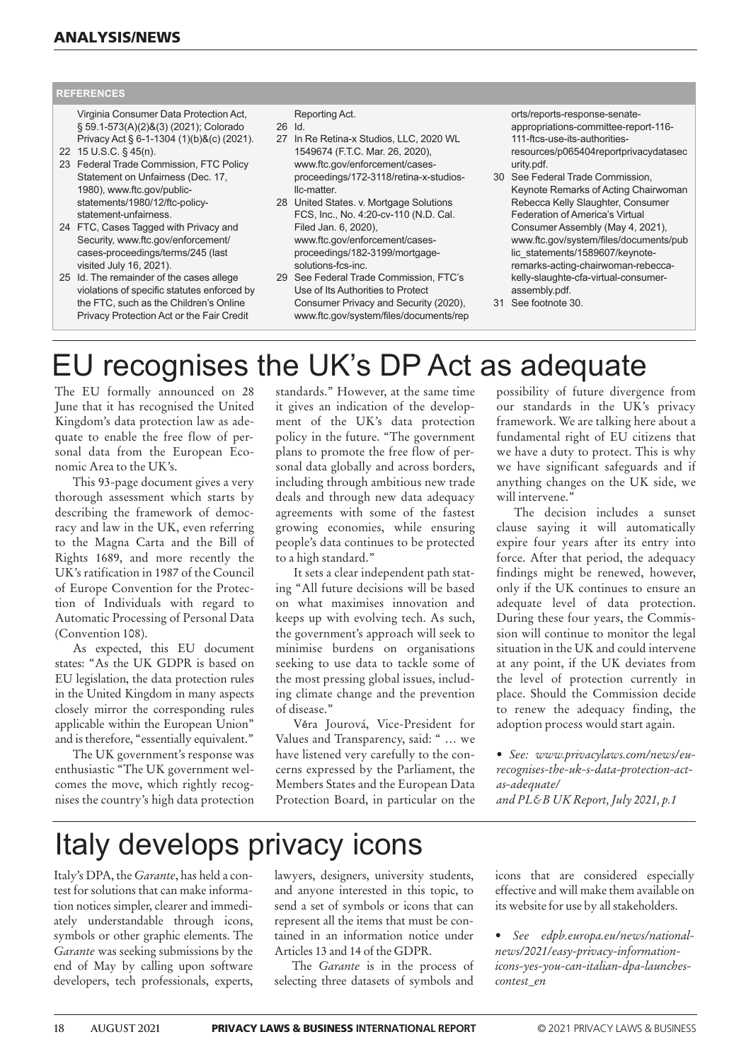## REFERENCES

Virginia Consumer Data Protection Act, § 59.1-573(A)(2)&(3) (2021); Colorado Privacy Act § 6-1-1304 (1)(b)&(c) (2021).

22 15 U.S.C. § 45(n).

23 Federal Trade Commission, FTC Policy Statement on Unfairness (Dec. 17, 1980), www.ftc.gov/public-statements/1980/12/ftc-policy-statement-unfairness.

24 FTC, Cases Tagged with Privacy and Security, www.ftc.gov/enforcement/cases-proceedings/terms/245 (last visited July 16, 2021).

25 Id. The remainder of the cases allege violations of specific statutes enforced by the FTC, such as the Children's Online Privacy Protection Act or the Fair Credit Reporting Act.

26 Id.

27 In Re Retina-x Studios, LLC, 2020 WL 1549674 (F.T.C. Mar. 26, 2020), www.ftc.gov/enforcement/cases-proceedings/172-3118/retina-x-studios-llc-matter.

28 United States. v. Mortgage Solutions FCS, Inc., No. 4:20-cv-110 (N.D. Cal. Filed Jan. 6, 2020), www.ftc.gov/enforcement/cases-proceedings/182-3199/mortgage-solutions-fcs-inc.

29 See Federal Trade Commission, FTC's Use of Its Authorities to Protect Consumer Privacy and Security (2020), www.ftc.gov/system/files/documents/reports/reports-response-senate-appropriations-committee-report-116-111-ftcs-use-its-authorities-resources/p065404reportprivacydatasecurity.pdf.

30 See Federal Trade Commission, Keynote Remarks of Acting Chairwoman Rebecca Kelly Slaughter, Consumer Federation of America's Virtual Consumer Assembly (May 4, 2021), www.ftc.gov/system/files/documents/public_statements/1589607/keynote-remarks-acting-chairwoman-rebecca-kelly-slaughte-cfa-virtual-consumer-assembly.pdf.

31 See footnote 30.

# EU recognises the UK's DP Act as adequate

The EU formally announced on 28 June that it has recognised the United Kingdom's data protection law as adequate to enable the free flow of personal data from the European Economic Area to the UK's.

This 93-page document gives a very thorough assessment which starts by describing the framework of democracy and law in the UK, even referring to the Magna Carta and the Bill of Rights 1689, and more recently the UK's ratification in 1987 of the Council of Europe Convention for the Protection of Individuals with regard to Automatic Processing of Personal Data (Convention 108).

As expected, this EU document states: "As the UK GDPR is based on EU legislation, the data protection rules in the United Kingdom in many aspects closely mirror the corresponding rules applicable within the European Union" and is therefore, "essentially equivalent."

The UK government's response was enthusiastic "The UK government welcomes the move, which rightly recognises the country's high data protection standards." However, at the same time it gives an indication of the development of the UK's data protection policy in the future. "The government plans to promote the free flow of personal data globally and across borders, including through ambitious new trade deals and through new data adequacy agreements with some of the fastest growing economies, while ensuring people's data continues to be protected to a high standard."

It sets a clear independent path stating "All future decisions will be based on what maximises innovation and keeps up with evolving tech. As such, the government's approach will seek to minimise burdens on organisations seeking to use data to tackle some of the most pressing global issues, including climate change and the prevention of disease."

Věra Jourová, Vice-President for Values and Transparency, said: " … we have listened very carefully to the concerns expressed by the Parliament, the Members States and the European Data Protection Board, in particular on the possibility of future divergence from our standards in the UK's privacy framework. We are talking here about a fundamental right of EU citizens that we have a duty to protect. This is why we have significant safeguards and if anything changes on the UK side, we will intervene."

The decision includes a sunset clause saying it will automatically expire four years after its entry into force. After that period, the adequacy findings might be renewed, however, only if the UK continues to ensure an adequate level of data protection. During these four years, the Commission will continue to monitor the legal situation in the UK and could intervene at any point, if the UK deviates from the level of protection currently in place. Should the Commission decide to renew the adequacy finding, the adoption process would start again.

- *See: www.privacylaws.com/news/eu-recognises-the-uk-s-data-protection-act-as-adequate/ and PL&B UK Report, July 2021, p.1*

# Italy develops privacy icons

Italy's DPA, the *Garante*, has held a contest for solutions that can make information notices simpler, clearer and immediately understandable through icons, symbols or other graphic elements. The *Garante* was seeking submissions by the end of May by calling upon software developers, tech professionals, experts, lawyers, designers, university students, and anyone interested in this topic, to send a set of symbols or icons that can represent all the items that must be contained in an information notice under Articles 13 and 14 of the GDPR.

The *Garante* is in the process of selecting three datasets of symbols and icons that are considered especially effective and will make them available on its website for use by all stakeholders.

- *See edpb.europa.eu/news/national-news/2021/easy-privacy-information-icons-yes-you-can-italian-dpa-launches-contest_en*